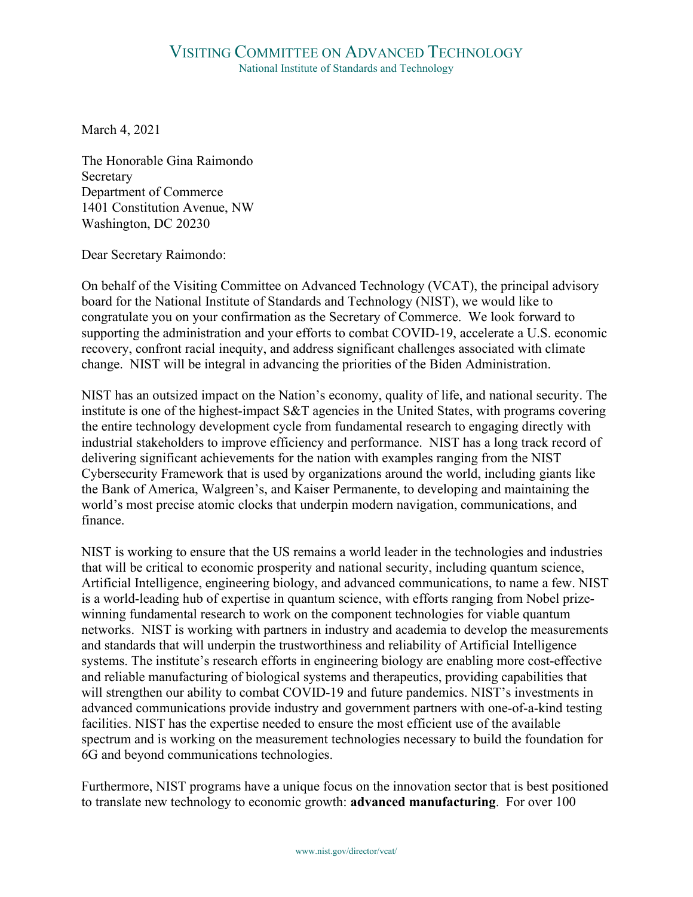# Visiting Committee on Advanced Technology

National Institute of Standards and Technology

March 4, 2021

The Honorable Gina Raimondo
Secretary
Department of Commerce
1401 Constitution Avenue, NW
Washington, DC 20230

Dear Secretary Raimondo:

On behalf of the Visiting Committee on Advanced Technology (VCAT), the principal advisory board for the National Institute of Standards and Technology (NIST), we would like to congratulate you on your confirmation as the Secretary of Commerce. We look forward to supporting the administration and your efforts to combat COVID-19, accelerate a U.S. economic recovery, confront racial inequity, and address significant challenges associated with climate change. NIST will be integral in advancing the priorities of the Biden Administration.

NIST has an outsized impact on the Nation's economy, quality of life, and national security. The institute is one of the highest-impact S&T agencies in the United States, with programs covering the entire technology development cycle from fundamental research to engaging directly with industrial stakeholders to improve efficiency and performance. NIST has a long track record of delivering significant achievements for the nation with examples ranging from the NIST Cybersecurity Framework that is used by organizations around the world, including giants like the Bank of America, Walgreen's, and Kaiser Permanente, to developing and maintaining the world's most precise atomic clocks that underpin modern navigation, communications, and finance.

NIST is working to ensure that the US remains a world leader in the technologies and industries that will be critical to economic prosperity and national security, including quantum science, Artificial Intelligence, engineering biology, and advanced communications, to name a few. NIST is a world-leading hub of expertise in quantum science, with efforts ranging from Nobel prize-winning fundamental research to work on the component technologies for viable quantum networks. NIST is working with partners in industry and academia to develop the measurements and standards that will underpin the trustworthiness and reliability of Artificial Intelligence systems. The institute's research efforts in engineering biology are enabling more cost-effective and reliable manufacturing of biological systems and therapeutics, providing capabilities that will strengthen our ability to combat COVID-19 and future pandemics. NIST's investments in advanced communications provide industry and government partners with one-of-a-kind testing facilities. NIST has the expertise needed to ensure the most efficient use of the available spectrum and is working on the measurement technologies necessary to build the foundation for 6G and beyond communications technologies.

Furthermore, NIST programs have a unique focus on the innovation sector that is best positioned to translate new technology to economic growth: **advanced manufacturing**. For over 100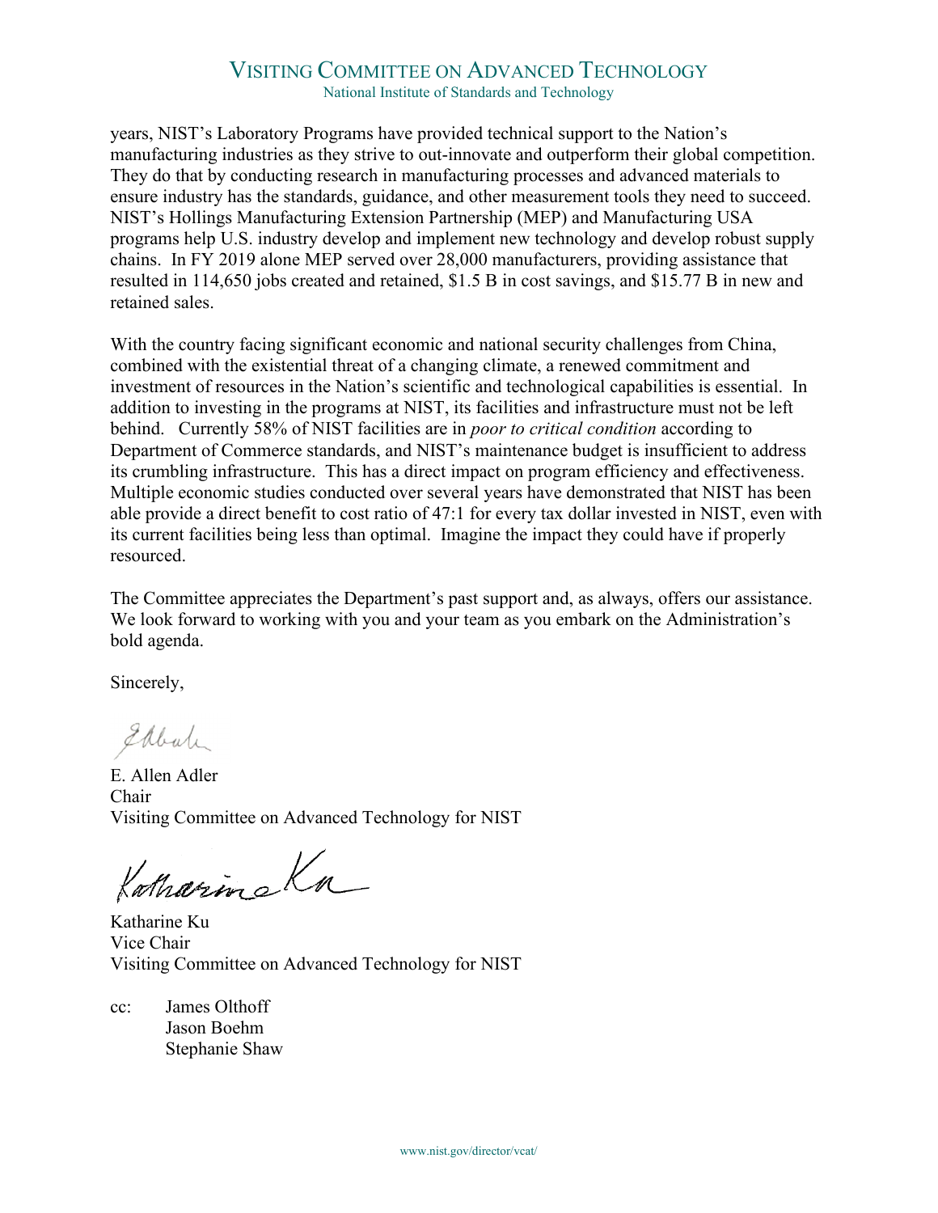years, NIST's Laboratory Programs have provided technical support to the Nation's manufacturing industries as they strive to out-innovate and outperform their global competition. They do that by conducting research in manufacturing processes and advanced materials to ensure industry has the standards, guidance, and other measurement tools they need to succeed. NIST's Hollings Manufacturing Extension Partnership (MEP) and Manufacturing USA programs help U.S. industry develop and implement new technology and develop robust supply chains. In FY 2019 alone MEP served over 28,000 manufacturers, providing assistance that resulted in 114,650 jobs created and retained, $1.5 B in cost savings, and $15.77 B in new and retained sales.

With the country facing significant economic and national security challenges from China, combined with the existential threat of a changing climate, a renewed commitment and investment of resources in the Nation's scientific and technological capabilities is essential. In addition to investing in the programs at NIST, its facilities and infrastructure must not be left behind. Currently 58% of NIST facilities are in *poor to critical condition* according to Department of Commerce standards, and NIST's maintenance budget is insufficient to address its crumbling infrastructure. This has a direct impact on program efficiency and effectiveness. Multiple economic studies conducted over several years have demonstrated that NIST has been able provide a direct benefit to cost ratio of 47:1 for every tax dollar invested in NIST, even with its current facilities being less than optimal. Imagine the impact they could have if properly resourced.

The Committee appreciates the Department's past support and, as always, offers our assistance. We look forward to working with you and your team as you embark on the Administration's bold agenda.

Sincerely,

E. Allen Adler
Chair
Visiting Committee on Advanced Technology for NIST

Katharine Ku
Vice Chair
Visiting Committee on Advanced Technology for NIST

cc: James Olthoff
Jason Boehm
Stephanie Shaw